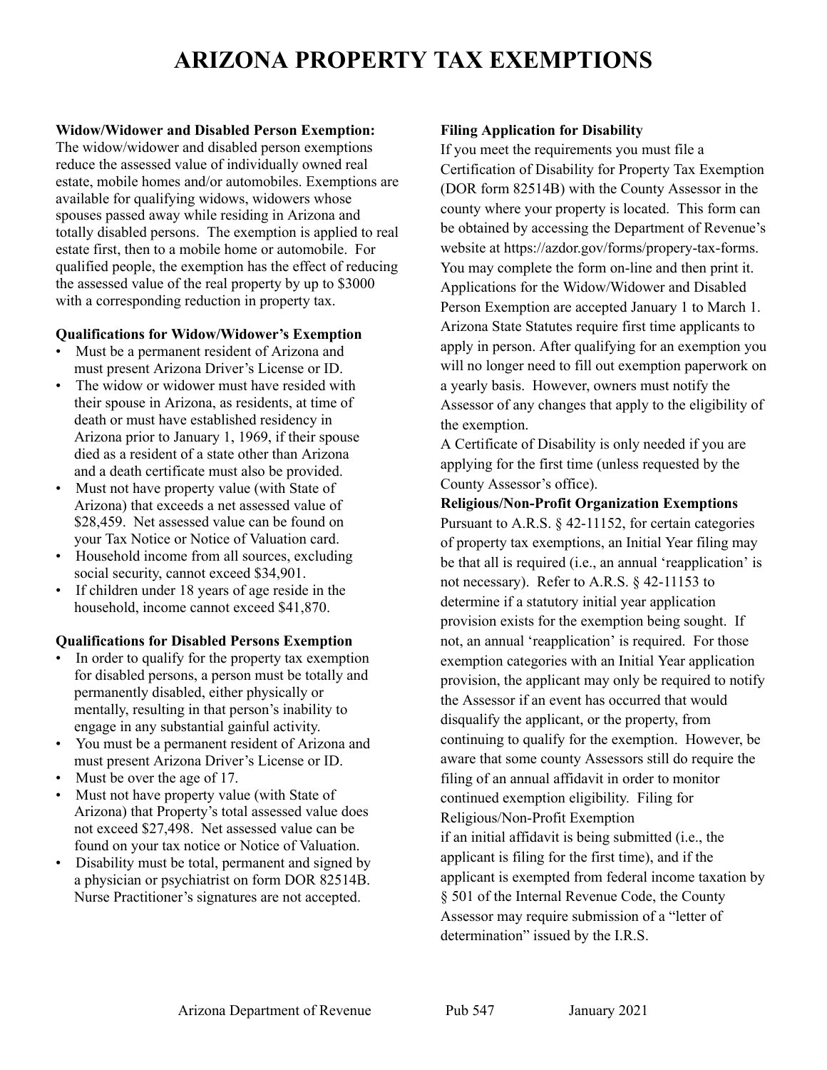# ARIZONA PROPERTY TAX EXEMPTIONS

**Widow/Widower and Disabled Person Exemption:**
The widow/widower and disabled person exemptions reduce the assessed value of individually owned real estate, mobile homes and/or automobiles. Exemptions are available for qualifying widows, widowers whose spouses passed away while residing in Arizona and totally disabled persons. The exemption is applied to real estate first, then to a mobile home or automobile. For qualified people, the exemption has the effect of reducing the assessed value of the real property by up to $3000 with a corresponding reduction in property tax.

**Qualifications for Widow/Widower's Exemption**

- Must be a permanent resident of Arizona and must present Arizona Driver's License or ID.
- The widow or widower must have resided with their spouse in Arizona, as residents, at time of death or must have established residency in Arizona prior to January 1, 1969, if their spouse died as a resident of a state other than Arizona and a death certificate must also be provided.
- Must not have property value (with State of Arizona) that exceeds a net assessed value of $28,459. Net assessed value can be found on your Tax Notice or Notice of Valuation card.
- Household income from all sources, excluding social security, cannot exceed $34,901.
- If children under 18 years of age reside in the household, income cannot exceed $41,870.

**Qualifications for Disabled Persons Exemption**

- In order to qualify for the property tax exemption for disabled persons, a person must be totally and permanently disabled, either physically or mentally, resulting in that person's inability to engage in any substantial gainful activity.
- You must be a permanent resident of Arizona and must present Arizona Driver's License or ID.
- Must be over the age of 17.
- Must not have property value (with State of Arizona) that Property's total assessed value does not exceed $27,498. Net assessed value can be found on your tax notice or Notice of Valuation.
- Disability must be total, permanent and signed by a physician or psychiatrist on form DOR 82514B. Nurse Practitioner's signatures are not accepted.

**Filing Application for Disability**
If you meet the requirements you must file a Certification of Disability for Property Tax Exemption (DOR form 82514B) with the County Assessor in the county where your property is located. This form can be obtained by accessing the Department of Revenue's website at https://azdor.gov/forms/propery-tax-forms. You may complete the form on-line and then print it. Applications for the Widow/Widower and Disabled Person Exemption are accepted January 1 to March 1. Arizona State Statutes require first time applicants to apply in person. After qualifying for an exemption you will no longer need to fill out exemption paperwork on a yearly basis. However, owners must notify the Assessor of any changes that apply to the eligibility of the exemption.
A Certificate of Disability is only needed if you are applying for the first time (unless requested by the County Assessor's office).

**Religious/Non-Profit Organization Exemptions**
Pursuant to A.R.S. § 42-11152, for certain categories of property tax exemptions, an Initial Year filing may be that all is required (i.e., an annual 'reapplication' is not necessary). Refer to A.R.S. § 42-11153 to determine if a statutory initial year application provision exists for the exemption being sought. If not, an annual 'reapplication' is required. For those exemption categories with an Initial Year application provision, the applicant may only be required to notify the Assessor if an event has occurred that would disqualify the applicant, or the property, from continuing to qualify for the exemption. However, be aware that some county Assessors still do require the filing of an annual affidavit in order to monitor continued exemption eligibility. Filing for Religious/Non-Profit Exemption
if an initial affidavit is being submitted (i.e., the applicant is filing for the first time), and if the applicant is exempted from federal income taxation by § 501 of the Internal Revenue Code, the County Assessor may require submission of a "letter of determination" issued by the I.R.S.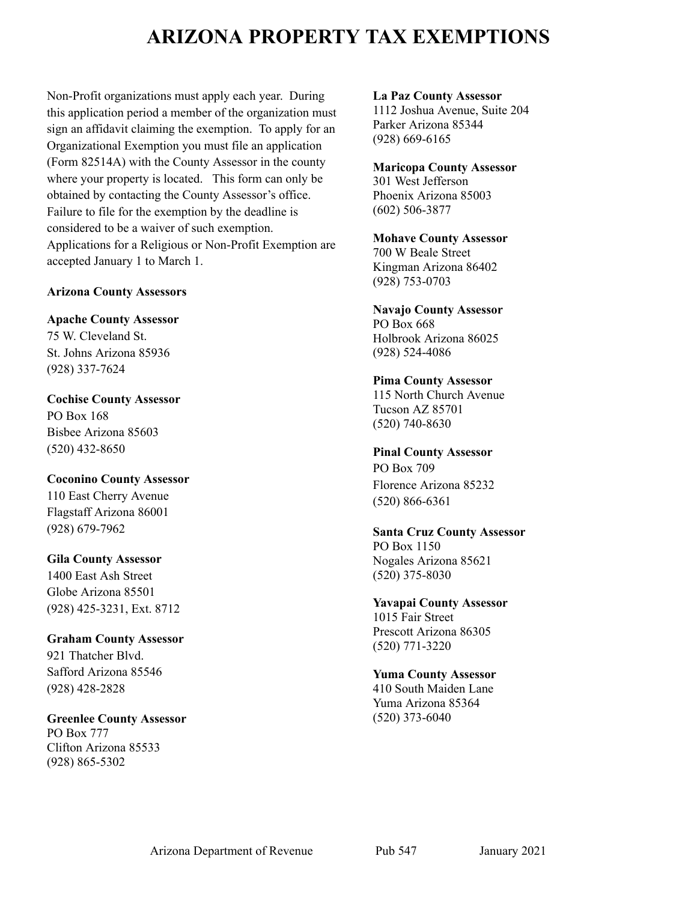# ARIZONA PROPERTY TAX EXEMPTIONS

Non-Profit organizations must apply each year. During this application period a member of the organization must sign an affidavit claiming the exemption. To apply for an Organizational Exemption you must file an application (Form 82514A) with the County Assessor in the county where your property is located. This form can only be obtained by contacting the County Assessor's office. Failure to file for the exemption by the deadline is considered to be a waiver of such exemption. Applications for a Religious or Non-Profit Exemption are accepted January 1 to March 1.

**Arizona County Assessors**

**Apache County Assessor**
75 W. Cleveland St.
St. Johns Arizona 85936
(928) 337-7624

**Cochise County Assessor**
PO Box 168
Bisbee Arizona 85603
(520) 432-8650

**Coconino County Assessor**
110 East Cherry Avenue
Flagstaff Arizona 86001
(928) 679-7962

**Gila County Assessor**
1400 East Ash Street
Globe Arizona 85501
(928) 425-3231, Ext. 8712

**Graham County Assessor**
921 Thatcher Blvd.
Safford Arizona 85546
(928) 428-2828

**Greenlee County Assessor**
PO Box 777
Clifton Arizona 85533
(928) 865-5302

**La Paz County Assessor**
1112 Joshua Avenue, Suite 204
Parker Arizona 85344
(928) 669-6165

**Maricopa County Assessor**
301 West Jefferson
Phoenix Arizona 85003
(602) 506-3877

**Mohave County Assessor**
700 W Beale Street
Kingman Arizona 86402
(928) 753-0703

**Navajo County Assessor**
PO Box 668
Holbrook Arizona 86025
(928) 524-4086

**Pima County Assessor**
115 North Church Avenue
Tucson AZ 85701
(520) 740-8630

**Pinal County Assessor**
PO Box 709
Florence Arizona 85232
(520) 866-6361

**Santa Cruz County Assessor**
PO Box 1150
Nogales Arizona 85621
(520) 375-8030

**Yavapai County Assessor**
1015 Fair Street
Prescott Arizona 86305
(520) 771-3220

**Yuma County Assessor**
410 South Maiden Lane
Yuma Arizona 85364
(520) 373-6040